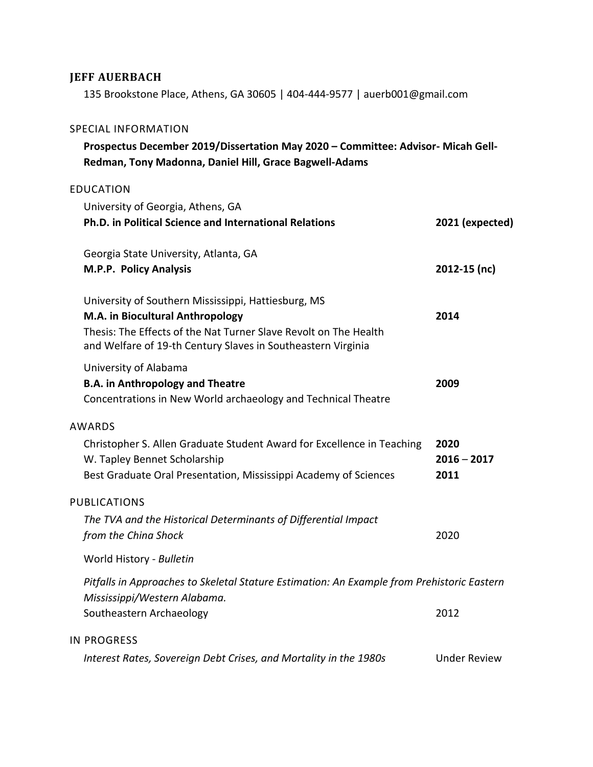# JEFF AUERBACH

135 Brookstone Place, Athens, GA 30605 | 404-444-9577 | auerb001@gmail.com

## SPECIAL INFORMATION

**Prospectus December 2019/Dissertation May 2020 – Committee: Advisor- Micah Gell-Redman, Tony Madonna, Daniel Hill, Grace Bagwell-Adams**

## EDUCATION

University of Georgia, Athens, GA
**Ph.D. in Political Science and International Relations** — **2021 (expected)**

Georgia State University, Atlanta, GA
**M.P.P. Policy Analysis** — **2012-15 (nc)**

University of Southern Mississippi, Hattiesburg, MS
**M.A. in Biocultural Anthropology** — **2014**
Thesis: The Effects of the Nat Turner Slave Revolt on The Health and Welfare of 19-th Century Slaves in Southeastern Virginia

University of Alabama
**B.A. in Anthropology and Theatre** — **2009**
Concentrations in New World archaeology and Technical Theatre

## AWARDS

| | |
|---|---|
| Christopher S. Allen Graduate Student Award for Excellence in Teaching | **2020** |
| W. Tapley Bennet Scholarship | **2016 – 2017** |
| Best Graduate Oral Presentation, Mississippi Academy of Sciences | **2011** |

## PUBLICATIONS

*The TVA and the Historical Determinants of Differential Impact from the China Shock* — 2020

World History - *Bulletin*

*Pitfalls in Approaches to Skeletal Stature Estimation: An Example from Prehistoric Eastern Mississippi/Western Alabama.*
Southeastern Archaeology — 2012

## IN PROGRESS

*Interest Rates, Sovereign Debt Crises, and Mortality in the 1980s* — Under Review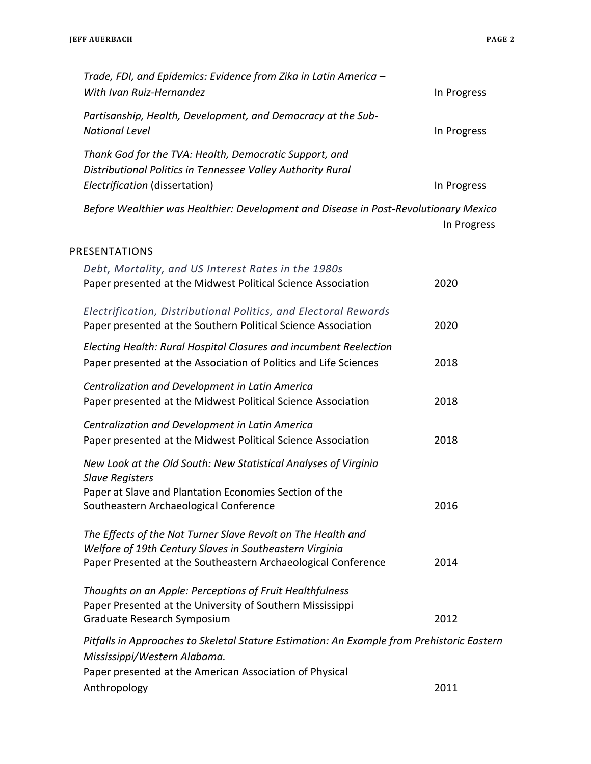*Trade, FDI, and Epidemics: Evidence from Zika in Latin America – With Ivan Ruiz-Hernandez* — In Progress

*Partisanship, Health, Development, and Democracy at the Sub-National Level* — In Progress

*Thank God for the TVA: Health, Democratic Support, and Distributional Politics in Tennessee Valley Authority Rural Electrification* (dissertation) — In Progress

*Before Wealthier was Healthier: Development and Disease in Post-Revolutionary Mexico* — In Progress

## PRESENTATIONS

*Debt, Mortality, and US Interest Rates in the 1980s*
Paper presented at the Midwest Political Science Association — 2020

*Electrification, Distributional Politics, and Electoral Rewards*
Paper presented at the Southern Political Science Association — 2020

*Electing Health: Rural Hospital Closures and incumbent Reelection*
Paper presented at the Association of Politics and Life Sciences — 2018

*Centralization and Development in Latin America*
Paper presented at the Midwest Political Science Association — 2018

*Centralization and Development in Latin America*
Paper presented at the Midwest Political Science Association — 2018

*New Look at the Old South: New Statistical Analyses of Virginia Slave Registers*
Paper at Slave and Plantation Economies Section of the Southeastern Archaeological Conference — 2016

*The Effects of the Nat Turner Slave Revolt on The Health and Welfare of 19th Century Slaves in Southeastern Virginia*
Paper Presented at the Southeastern Archaeological Conference — 2014

*Thoughts on an Apple: Perceptions of Fruit Healthfulness*
Paper Presented at the University of Southern Mississippi Graduate Research Symposium — 2012

*Pitfalls in Approaches to Skeletal Stature Estimation: An Example from Prehistoric Eastern Mississippi/Western Alabama.*
Paper presented at the American Association of Physical Anthropology — 2011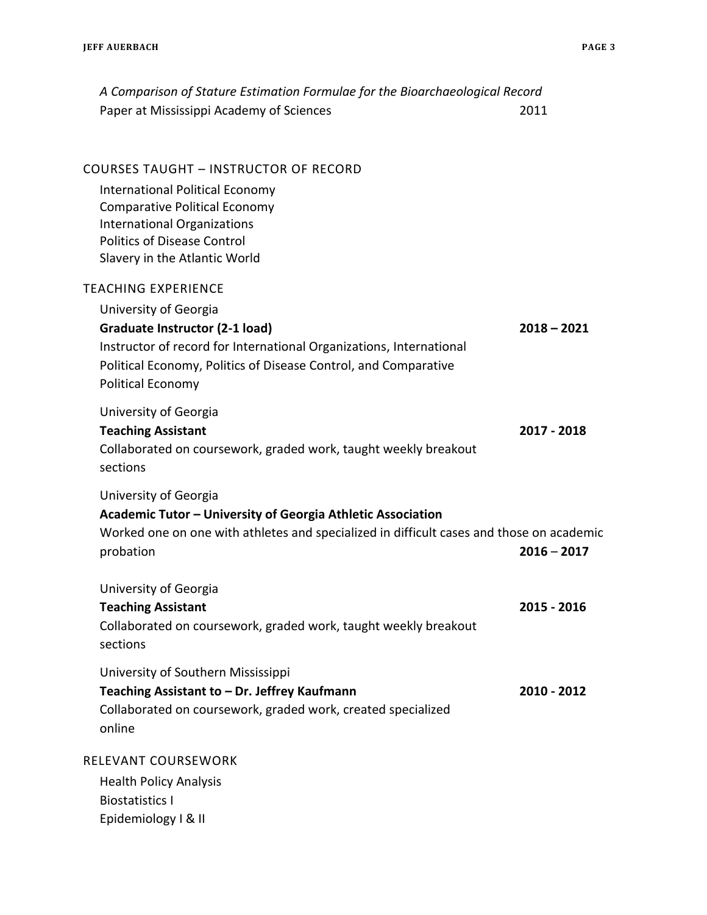*A Comparison of Stature Estimation Formulae for the Bioarchaeological Record*
Paper at Mississippi Academy of Sciences 2011

## COURSES TAUGHT – INSTRUCTOR OF RECORD

International Political Economy
Comparative Political Economy
International Organizations
Politics of Disease Control
Slavery in the Atlantic World

## TEACHING EXPERIENCE

University of Georgia
**Graduate Instructor (2-1 load)** **2018 – 2021**
Instructor of record for International Organizations, International Political Economy, Politics of Disease Control, and Comparative Political Economy

University of Georgia
**Teaching Assistant** **2017 - 2018**
Collaborated on coursework, graded work, taught weekly breakout sections

University of Georgia
**Academic Tutor – University of Georgia Athletic Association**
Worked one on one with athletes and specialized in difficult cases and those on academic probation **2016 – 2017**

University of Georgia
**Teaching Assistant** **2015 - 2016**
Collaborated on coursework, graded work, taught weekly breakout sections

University of Southern Mississippi
**Teaching Assistant to – Dr. Jeffrey Kaufmann** **2010 - 2012**
Collaborated on coursework, graded work, created specialized online

## RELEVANT COURSEWORK

Health Policy Analysis
Biostatistics I
Epidemiology I & II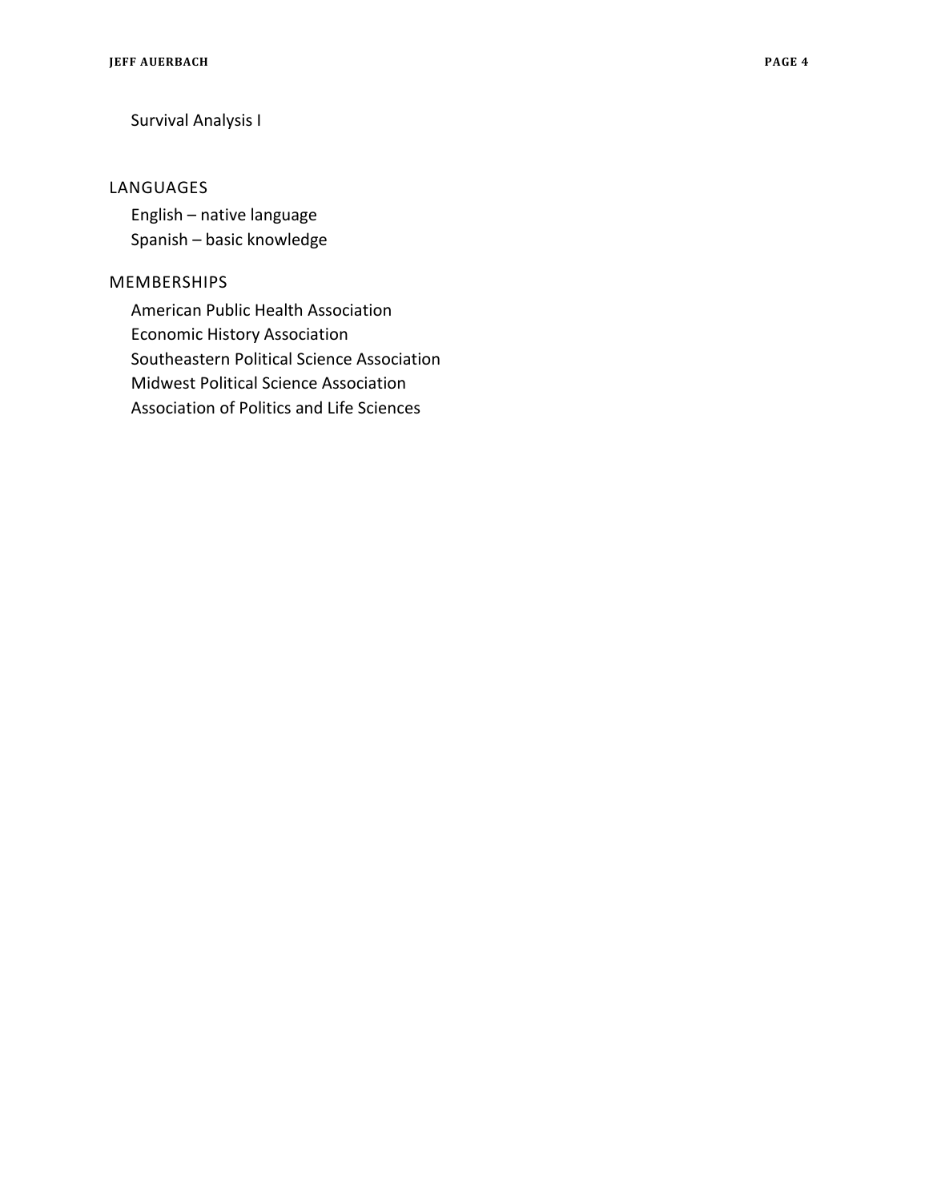Survival Analysis I

## LANGUAGES

English – native language
Spanish – basic knowledge

## MEMBERSHIPS

American Public Health Association
Economic History Association
Southeastern Political Science Association
Midwest Political Science Association
Association of Politics and Life Sciences